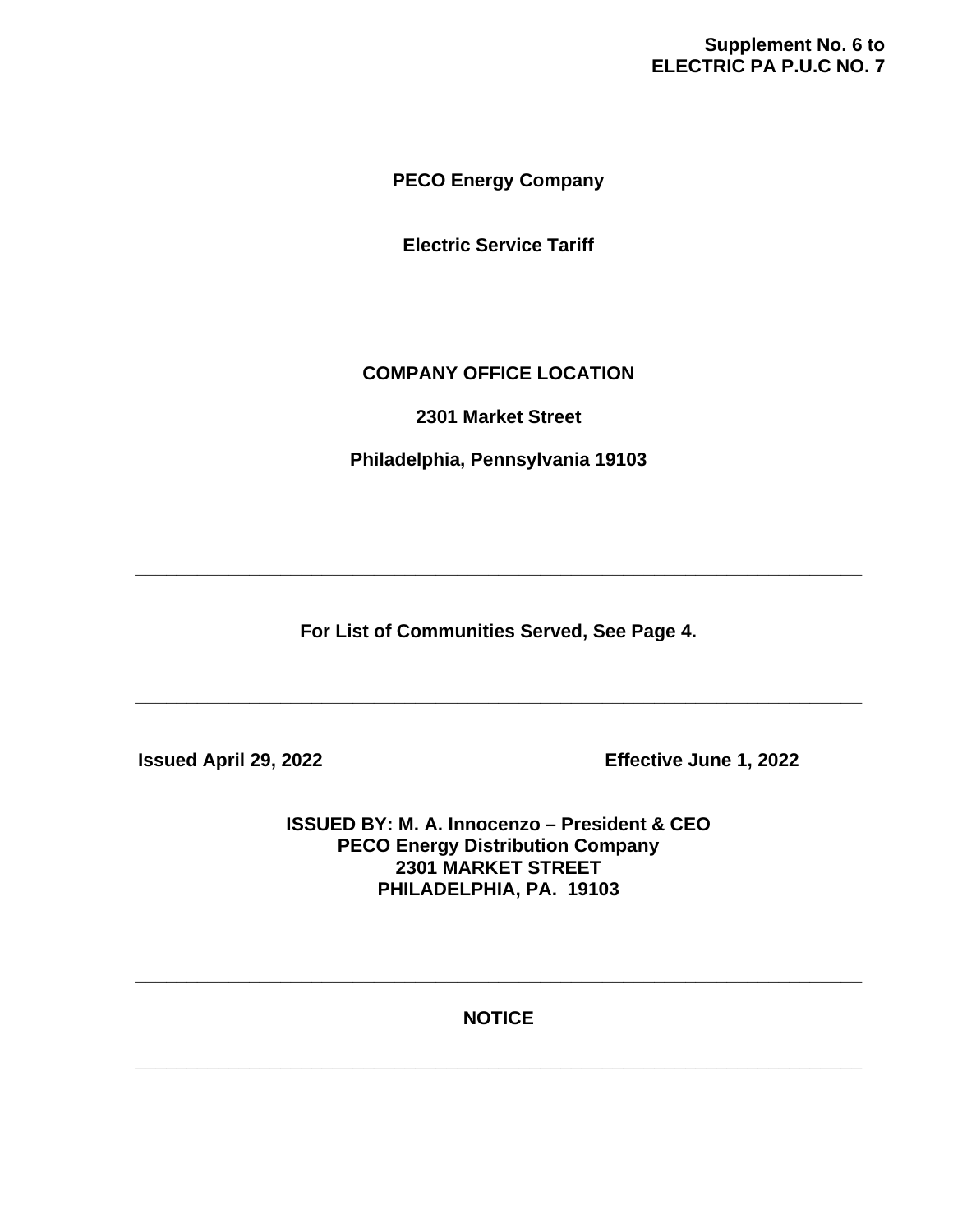**Supplement No. 6 to**
**ELECTRIC PA P.U.C NO. 7**

# PECO Energy Company

## Electric Service Tariff

**COMPANY OFFICE LOCATION**

**2301 Market Street**

**Philadelphia, Pennsylvania 19103**

---

**For List of Communities Served, See Page 4.**

---

**Issued April 29, 2022** **Effective June 1, 2022**

**ISSUED BY: M. A. Innocenzo – President & CEO**
**PECO Energy Distribution Company**
**2301 MARKET STREET**
**PHILADELPHIA, PA. 19103**

---

**NOTICE**

---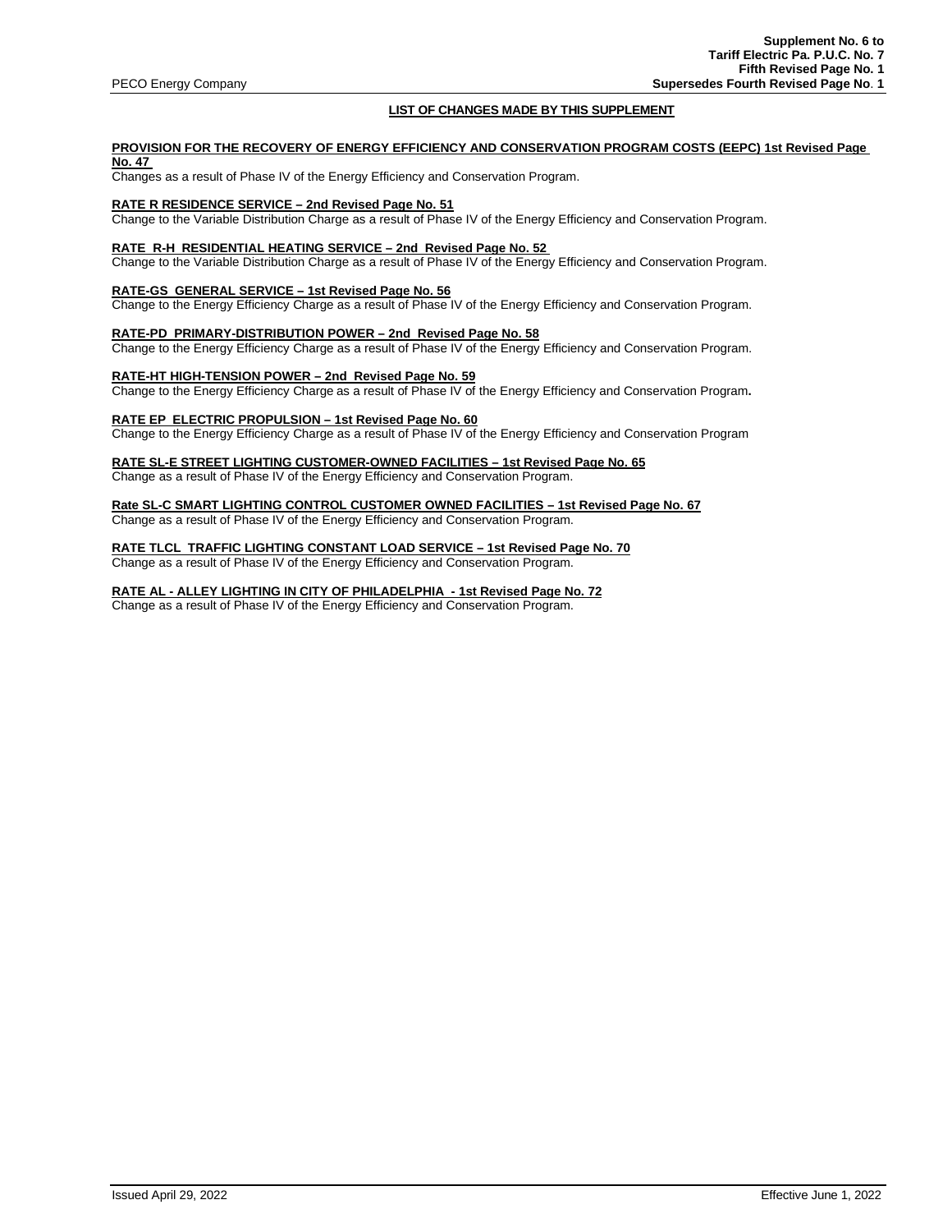PECO Energy Company

**Supplement No. 6 to**
**Tariff Electric Pa. P.U.C. No. 7**
**Fifth Revised Page No. 1**
**Supersedes Fourth Revised Page No. 1**

## LIST OF CHANGES MADE BY THIS SUPPLEMENT

**PROVISION FOR THE RECOVERY OF ENERGY EFFICIENCY AND CONSERVATION PROGRAM COSTS (EEPC) 1st Revised Page No. 47**
Changes as a result of Phase IV of the Energy Efficiency and Conservation Program.

**RATE R RESIDENCE SERVICE – 2nd Revised Page No. 51**
Change to the Variable Distribution Charge as a result of Phase IV of the Energy Efficiency and Conservation Program.

**RATE R-H RESIDENTIAL HEATING SERVICE – 2nd Revised Page No. 52**
Change to the Variable Distribution Charge as a result of Phase IV of the Energy Efficiency and Conservation Program.

**RATE-GS GENERAL SERVICE – 1st Revised Page No. 56**
Change to the Energy Efficiency Charge as a result of Phase IV of the Energy Efficiency and Conservation Program.

**RATE-PD PRIMARY-DISTRIBUTION POWER – 2nd Revised Page No. 58**
Change to the Energy Efficiency Charge as a result of Phase IV of the Energy Efficiency and Conservation Program.

**RATE-HT HIGH-TENSION POWER – 2nd Revised Page No. 59**
Change to the Energy Efficiency Charge as a result of Phase IV of the Energy Efficiency and Conservation Program.

**RATE EP ELECTRIC PROPULSION – 1st Revised Page No. 60**
Change to the Energy Efficiency Charge as a result of Phase IV of the Energy Efficiency and Conservation Program

**RATE SL-E STREET LIGHTING CUSTOMER-OWNED FACILITIES – 1st Revised Page No. 65**
Change as a result of Phase IV of the Energy Efficiency and Conservation Program.

**Rate SL-C SMART LIGHTING CONTROL CUSTOMER OWNED FACILITIES – 1st Revised Page No. 67**
Change as a result of Phase IV of the Energy Efficiency and Conservation Program.

**RATE TLCL TRAFFIC LIGHTING CONSTANT LOAD SERVICE – 1st Revised Page No. 70**
Change as a result of Phase IV of the Energy Efficiency and Conservation Program.

**RATE AL - ALLEY LIGHTING IN CITY OF PHILADELPHIA - 1st Revised Page No. 72**
Change as a result of Phase IV of the Energy Efficiency and Conservation Program.

Issued April 29, 2022 Effective June 1, 2022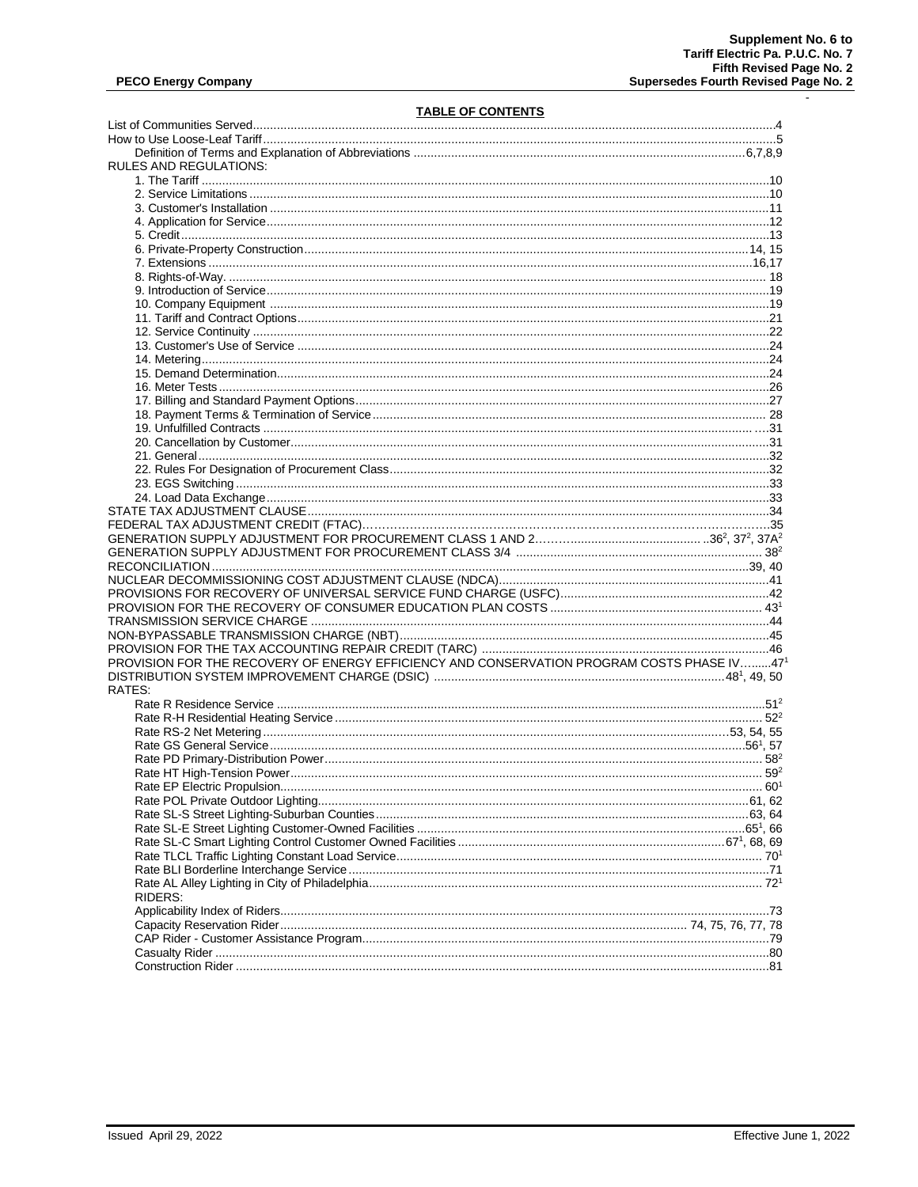Supplement No. 6 to
Tariff Electric Pa. P.U.C. No. 7
Fifth Revised Page No. 2
Supersedes Fourth Revised Page No. 2

**PECO Energy Company**

## TABLE OF CONTENTS

List of Communities Served....................................................................4
How to Use Loose-Leaf Tariff....................................................................5
Definition of Terms and Explanation of Abbreviations ....................................6,7,8,9

RULES AND REGULATIONS:

- 1. The Tariff ....................................................................10
- 2. Service Limitations ....................................................................10
- 3. Customer's Installation ....................................................................11
- 4. Application for Service....................................................................12
- 5. Credit....................................................................13
- 6. Private-Property Construction....................................................................14, 15
- 7. Extensions ....................................................................16,17
- 8. Rights-of-Way. .................................................................... 18
- 9. Introduction of Service....................................................................19
- 10. Company Equipment ....................................................................19
- 11. Tariff and Contract Options....................................................................21
- 12. Service Continuity ....................................................................22
- 13. Customer's Use of Service ....................................................................24
- 14. Metering....................................................................24
- 15. Demand Determination....................................................................24
- 16. Meter Tests....................................................................26
- 17. Billing and Standard Payment Options....................................................................27
- 18. Payment Terms & Termination of Service .................................................................... 28
- 19. Unfulfilled Contracts ....................................................................31
- 20. Cancellation by Customer....................................................................31
- 21. General....................................................................32
- 22. Rules For Designation of Procurement Class....................................................................32
- 23. EGS Switching ....................................................................33
- 24. Load Data Exchange....................................................................33

STATE TAX ADJUSTMENT CLAUSE....................................................................34
FEDERAL TAX ADJUSTMENT CREDIT (FTAC)....................................................................35
GENERATION SUPPLY ADJUSTMENT FOR PROCUREMENT CLASS 1 AND 2.................................36[2], 37[2], 37A[2]
GENERATION SUPPLY ADJUSTMENT FOR PROCUREMENT CLASS 3/4 ........................................ 38[2]
RECONCILIATION....................................................................39, 40
NUCLEAR DECOMMISSIONING COST ADJUSTMENT CLAUSE (NDCA)....................................................................41
PROVISIONS FOR RECOVERY OF UNIVERSAL SERVICE FUND CHARGE (USFC)....................................................................42
PROVISION FOR THE RECOVERY OF CONSUMER EDUCATION PLAN COSTS .................................... 43[1]
TRANSMISSION SERVICE CHARGE ....................................................................44
NON-BYPASSABLE TRANSMISSION CHARGE (NBT)....................................................................45
PROVISION FOR THE TAX ACCOUNTING REPAIR CREDIT (TARC) ....................................................................46
PROVISION FOR THE RECOVERY OF ENERGY EFFICIENCY AND CONSERVATION PROGRAM COSTS PHASE IV.........47[1]
DISTRIBUTION SYSTEM IMPROVEMENT CHARGE (DSIC) ....................................................................48[1], 49, 50

RATES:

- Rate R Residence Service ....................................................................51[2]
- Rate R-H Residential Heating Service .................................................................... 52[2]
- Rate RS-2 Net Metering....................................................................53, 54, 55
- Rate GS General Service....................................................................56[1], 57
- Rate PD Primary-Distribution Power.................................................................... 58[2]
- Rate HT High-Tension Power.................................................................... 59[2]
- Rate EP Electric Propulsion.................................................................... 60[1]
- Rate POL Private Outdoor Lighting....................................................................61, 62
- Rate SL-S Street Lighting-Suburban Counties....................................................................63, 64
- Rate SL-E Street Lighting Customer-Owned Facilities ....................................................................65[1], 66
- Rate SL-C Smart Lighting Control Customer Owned Facilities ....................................................................67[1], 68, 69
- Rate TLCL Traffic Lighting Constant Load Service.................................................................... 70[1]
- Rate BLI Borderline Interchange Service....................................................................71
- Rate AL Alley Lighting in City of Philadelphia.................................................................... 72[1]

RIDERS:

- Applicability Index of Riders....................................................................73
- Capacity Reservation Rider.................................................................... 74, 75, 76, 77, 78
- CAP Rider - Customer Assistance Program....................................................................79
- Casualty Rider ....................................................................80
- Construction Rider ....................................................................81

Issued April 29, 2022 Effective June 1, 2022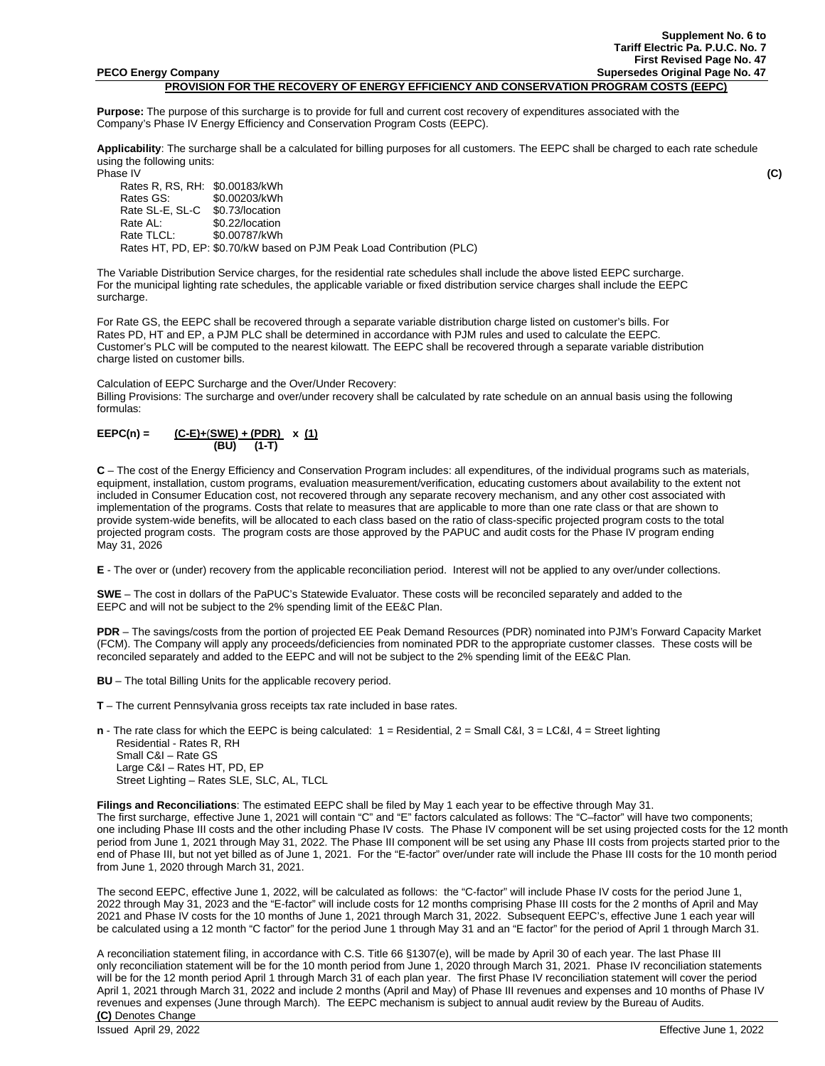Supplement No. 6 to
Tariff Electric Pa. P.U.C. No. 7
First Revised Page No. 47
Supersedes Original Page No. 47

**PECO Energy Company**

## PROVISION FOR THE RECOVERY OF ENERGY EFFICIENCY AND CONSERVATION PROGRAM COSTS (EEPC)

**Purpose:** The purpose of this surcharge is to provide for full and current cost recovery of expenditures associated with the Company's Phase IV Energy Efficiency and Conservation Program Costs (EEPC).

**Applicability**: The surcharge shall be a calculated for billing purposes for all customers. The EEPC shall be charged to each rate schedule using the following units:

Phase IV **(C)**

| | |
|---|---|
| Rates R, RS, RH: | \$0.00183/kWh |
| Rates GS: | \$0.00203/kWh |
| Rate SL-E, SL-C | \$0.73/location |
| Rate AL: | \$0.22/location |
| Rate TLCL: | \$0.00787/kWh |

Rates HT, PD, EP: \$0.70/kW based on PJM Peak Load Contribution (PLC)

The Variable Distribution Service charges, for the residential rate schedules shall include the above listed EEPC surcharge. For the municipal lighting rate schedules, the applicable variable or fixed distribution service charges shall include the EEPC surcharge.

For Rate GS, the EEPC shall be recovered through a separate variable distribution charge listed on customer's bills. For Rates PD, HT and EP, a PJM PLC shall be determined in accordance with PJM rules and used to calculate the EEPC. Customer's PLC will be computed to the nearest kilowatt. The EEPC shall be recovered through a separate variable distribution charge listed on customer bills.

Calculation of EEPC Surcharge and the Over/Under Recovery:
Billing Provisions: The surcharge and over/under recovery shall be calculated by rate schedule on an annual basis using the following formulas:

$$EEPC(n) = \frac{(C\text{-}E)+(SWE)+(PDR)}{(BU)} \times \frac{(1)}{(1\text{-}T)}$$

**C** – The cost of the Energy Efficiency and Conservation Program includes: all expenditures, of the individual programs such as materials, equipment, installation, custom programs, evaluation measurement/verification, educating customers about availability to the extent not included in Consumer Education cost, not recovered through any separate recovery mechanism, and any other cost associated with implementation of the programs. Costs that relate to measures that are applicable to more than one rate class or that are shown to provide system-wide benefits, will be allocated to each class based on the ratio of class-specific projected program costs to the total projected program costs. The program costs are those approved by the PAPUC and audit costs for the Phase IV program ending May 31, 2026

**E** - The over or (under) recovery from the applicable reconciliation period. Interest will not be applied to any over/under collections.

**SWE** – The cost in dollars of the PaPUC's Statewide Evaluator. These costs will be reconciled separately and added to the EEPC and will not be subject to the 2% spending limit of the EE&C Plan.

**PDR** – The savings/costs from the portion of projected EE Peak Demand Resources (PDR) nominated into PJM's Forward Capacity Market (FCM). The Company will apply any proceeds/deficiencies from nominated PDR to the appropriate customer classes. These costs will be reconciled separately and added to the EEPC and will not be subject to the 2% spending limit of the EE&C Plan.

**BU** – The total Billing Units for the applicable recovery period.

**T** – The current Pennsylvania gross receipts tax rate included in base rates.

**n** - The rate class for which the EEPC is being calculated: 1 = Residential, 2 = Small C&I, 3 = LC&I, 4 = Street lighting
Residential - Rates R, RH
Small C&I – Rate GS
Large C&I – Rates HT, PD, EP
Street Lighting – Rates SLE, SLC, AL, TLCL

**Filings and Reconciliations**: The estimated EEPC shall be filed by May 1 each year to be effective through May 31.
The first surcharge, effective June 1, 2021 will contain "C" and "E" factors calculated as follows: The "C–factor" will have two components; one including Phase III costs and the other including Phase IV costs. The Phase IV component will be set using projected costs for the 12 month period from June 1, 2021 through May 31, 2022. The Phase III component will be set using any Phase III costs from projects started prior to the end of Phase III, but not yet billed as of June 1, 2021. For the "E-factor" over/under rate will include the Phase III costs for the 10 month period from June 1, 2020 through March 31, 2021.

The second EEPC, effective June 1, 2022, will be calculated as follows: the "C-factor" will include Phase IV costs for the period June 1, 2022 through May 31, 2023 and the "E-factor" will include costs for 12 months comprising Phase III costs for the 2 months of April and May 2021 and Phase IV costs for the 10 months of June 1, 2021 through March 31, 2022. Subsequent EEPC's, effective June 1 each year will be calculated using a 12 month "C factor" for the period June 1 through May 31 and an "E factor" for the period of April 1 through March 31.

A reconciliation statement filing, in accordance with C.S. Title 66 §1307(e), will be made by April 30 of each year. The last Phase III only reconciliation statement will be for the 10 month period from June 1, 2020 through March 31, 2021. Phase IV reconciliation statements will be for the 12 month period April 1 through March 31 of each plan year. The first Phase IV reconciliation statement will cover the period April 1, 2021 through March 31, 2022 and include 2 months (April and May) of Phase III revenues and expenses and 10 months of Phase IV revenues and expenses (June through March). The EEPC mechanism is subject to annual audit review by the Bureau of Audits.

**(C)** Denotes Change

Issued April 29, 2022 Effective June 1, 2022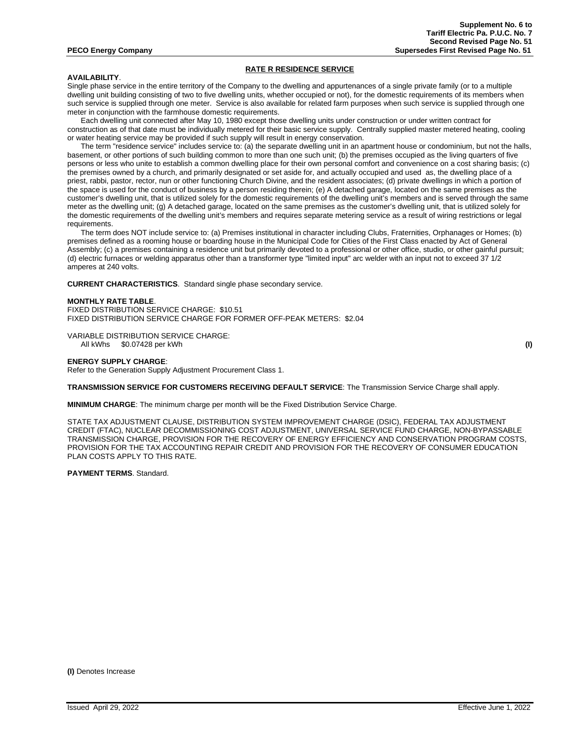Supplement No. 6 to
Tariff Electric Pa. P.U.C. No. 7
Second Revised Page No. 51
Supersedes First Revised Page No. 51

**PECO Energy Company**

## RATE R RESIDENCE SERVICE

**AVAILABILITY**.
Single phase service in the entire territory of the Company to the dwelling and appurtenances of a single private family (or to a multiple dwelling unit building consisting of two to five dwelling units, whether occupied or not), for the domestic requirements of its members when such service is supplied through one meter. Service is also available for related farm purposes when such service is supplied through one meter in conjunction with the farmhouse domestic requirements.

Each dwelling unit connected after May 10, 1980 except those dwelling units under construction or under written contract for construction as of that date must be individually metered for their basic service supply. Centrally supplied master metered heating, cooling or water heating service may be provided if such supply will result in energy conservation.

The term "residence service" includes service to: (a) the separate dwelling unit in an apartment house or condominium, but not the halls, basement, or other portions of such building common to more than one such unit; (b) the premises occupied as the living quarters of five persons or less who unite to establish a common dwelling place for their own personal comfort and convenience on a cost sharing basis; (c) the premises owned by a church, and primarily designated or set aside for, and actually occupied and used as, the dwelling place of a priest, rabbi, pastor, rector, nun or other functioning Church Divine, and the resident associates; (d) private dwellings in which a portion of the space is used for the conduct of business by a person residing therein; (e) A detached garage, located on the same premises as the customer's dwelling unit, that is utilized solely for the domestic requirements of the dwelling unit's members and is served through the same meter as the dwelling unit; (g) A detached garage, located on the same premises as the customer's dwelling unit, that is utilized solely for the domestic requirements of the dwelling unit's members and requires separate metering service as a result of wiring restrictions or legal requirements.

The term does NOT include service to: (a) Premises institutional in character including Clubs, Fraternities, Orphanages or Homes; (b) premises defined as a rooming house or boarding house in the Municipal Code for Cities of the First Class enacted by Act of General Assembly; (c) a premises containing a residence unit but primarily devoted to a professional or other office, studio, or other gainful pursuit; (d) electric furnaces or welding apparatus other than a transformer type "limited input" arc welder with an input not to exceed 37 1/2 amperes at 240 volts.

**CURRENT CHARACTERISTICS**. Standard single phase secondary service.

**MONTHLY RATE TABLE**.
FIXED DISTRIBUTION SERVICE CHARGE: $10.51
FIXED DISTRIBUTION SERVICE CHARGE FOR FORMER OFF-PEAK METERS: $2.04

VARIABLE DISTRIBUTION SERVICE CHARGE:
All kWhs $0.07428 per kWh **(I)**

**ENERGY SUPPLY CHARGE**:
Refer to the Generation Supply Adjustment Procurement Class 1.

**TRANSMISSION SERVICE FOR CUSTOMERS RECEIVING DEFAULT SERVICE**: The Transmission Service Charge shall apply.

**MINIMUM CHARGE**: The minimum charge per month will be the Fixed Distribution Service Charge.

STATE TAX ADJUSTMENT CLAUSE, DISTRIBUTION SYSTEM IMPROVEMENT CHARGE (DSIC), FEDERAL TAX ADJUSTMENT CREDIT (FTAC), NUCLEAR DECOMMISSIONING COST ADJUSTMENT, UNIVERSAL SERVICE FUND CHARGE, NON-BYPASSABLE TRANSMISSION CHARGE, PROVISION FOR THE RECOVERY OF ENERGY EFFICIENCY AND CONSERVATION PROGRAM COSTS, PROVISION FOR THE TAX ACCOUNTING REPAIR CREDIT AND PROVISION FOR THE RECOVERY OF CONSUMER EDUCATION PLAN COSTS APPLY TO THIS RATE.

**PAYMENT TERMS**. Standard.

**(I)** Denotes Increase

Issued April 29, 2022 Effective June 1, 2022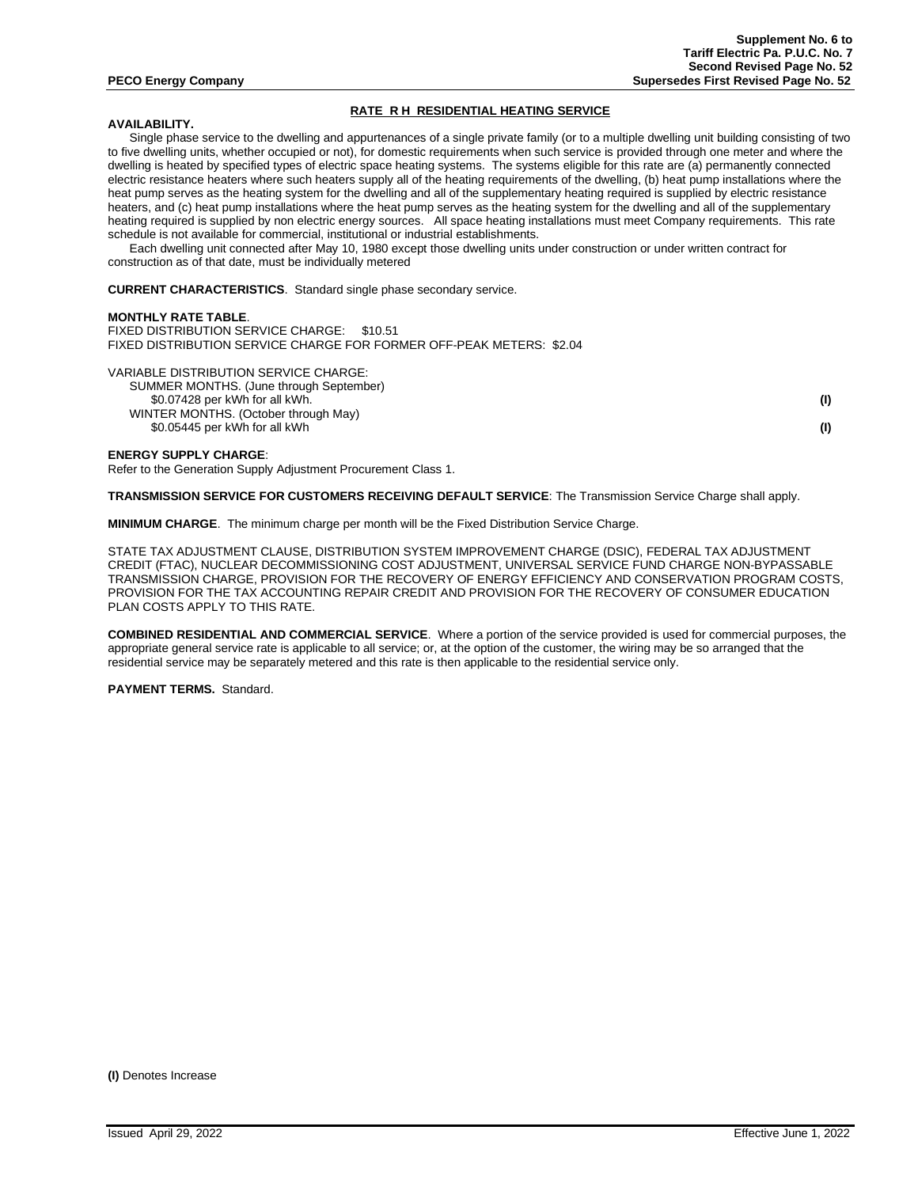Supplement No. 6 to
Tariff Electric Pa. P.U.C. No. 7
Second Revised Page No. 52
**PECO Energy Company** Supersedes First Revised Page No. 52

## RATE R H RESIDENTIAL HEATING SERVICE

**AVAILABILITY.**

Single phase service to the dwelling and appurtenances of a single private family (or to a multiple dwelling unit building consisting of two to five dwelling units, whether occupied or not), for domestic requirements when such service is provided through one meter and where the dwelling is heated by specified types of electric space heating systems. The systems eligible for this rate are (a) permanently connected electric resistance heaters where such heaters supply all of the heating requirements of the dwelling, (b) heat pump installations where the heat pump serves as the heating system for the dwelling and all of the supplementary heating required is supplied by electric resistance heaters, and (c) heat pump installations where the heat pump serves as the heating system for the dwelling and all of the supplementary heating required is supplied by non electric energy sources. All space heating installations must meet Company requirements. This rate schedule is not available for commercial, institutional or industrial establishments.

Each dwelling unit connected after May 10, 1980 except those dwelling units under construction or under written contract for construction as of that date, must be individually metered

**CURRENT CHARACTERISTICS**. Standard single phase secondary service.

**MONTHLY RATE TABLE**.
FIXED DISTRIBUTION SERVICE CHARGE: $10.51
FIXED DISTRIBUTION SERVICE CHARGE FOR FORMER OFF-PEAK METERS: $2.04

VARIABLE DISTRIBUTION SERVICE CHARGE:
SUMMER MONTHS. (June through September)
$0.07428 per kWh for all kWh. **(I)**
WINTER MONTHS. (October through May)
$0.05445 per kWh for all kWh **(I)**

**ENERGY SUPPLY CHARGE**:
Refer to the Generation Supply Adjustment Procurement Class 1.

**TRANSMISSION SERVICE FOR CUSTOMERS RECEIVING DEFAULT SERVICE**: The Transmission Service Charge shall apply.

**MINIMUM CHARGE**. The minimum charge per month will be the Fixed Distribution Service Charge.

STATE TAX ADJUSTMENT CLAUSE, DISTRIBUTION SYSTEM IMPROVEMENT CHARGE (DSIC), FEDERAL TAX ADJUSTMENT CREDIT (FTAC), NUCLEAR DECOMMISSIONING COST ADJUSTMENT, UNIVERSAL SERVICE FUND CHARGE NON-BYPASSABLE TRANSMISSION CHARGE, PROVISION FOR THE RECOVERY OF ENERGY EFFICIENCY AND CONSERVATION PROGRAM COSTS, PROVISION FOR THE TAX ACCOUNTING REPAIR CREDIT AND PROVISION FOR THE RECOVERY OF CONSUMER EDUCATION PLAN COSTS APPLY TO THIS RATE.

**COMBINED RESIDENTIAL AND COMMERCIAL SERVICE**. Where a portion of the service provided is used for commercial purposes, the appropriate general service rate is applicable to all service; or, at the option of the customer, the wiring may be so arranged that the residential service may be separately metered and this rate is then applicable to the residential service only.

**PAYMENT TERMS.** Standard.

**(I)** Denotes Increase

Issued April 29, 2022 Effective June 1, 2022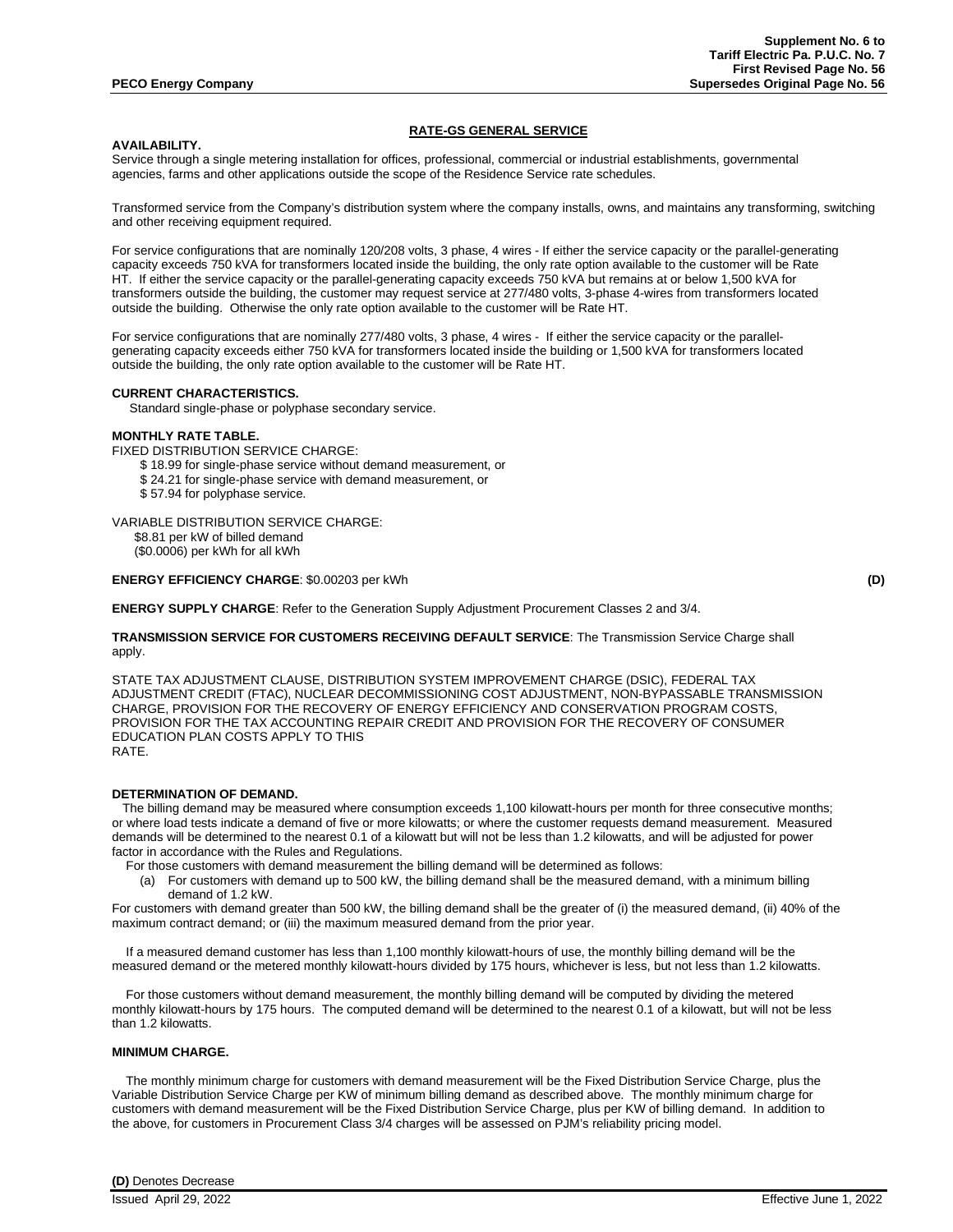## RATE-GS GENERAL SERVICE

**AVAILABILITY.**

Service through a single metering installation for offices, professional, commercial or industrial establishments, governmental agencies, farms and other applications outside the scope of the Residence Service rate schedules.

Transformed service from the Company's distribution system where the company installs, owns, and maintains any transforming, switching and other receiving equipment required.

For service configurations that are nominally 120/208 volts, 3 phase, 4 wires - If either the service capacity or the parallel-generating capacity exceeds 750 kVA for transformers located inside the building, the only rate option available to the customer will be Rate HT. If either the service capacity or the parallel-generating capacity exceeds 750 kVA but remains at or below 1,500 kVA for transformers outside the building, the customer may request service at 277/480 volts, 3-phase 4-wires from transformers located outside the building. Otherwise the only rate option available to the customer will be Rate HT.

For service configurations that are nominally 277/480 volts, 3 phase, 4 wires - If either the service capacity or the parallel-generating capacity exceeds either 750 kVA for transformers located inside the building or 1,500 kVA for transformers located outside the building, the only rate option available to the customer will be Rate HT.

**CURRENT CHARACTERISTICS.**

Standard single-phase or polyphase secondary service.

**MONTHLY RATE TABLE.**

FIXED DISTRIBUTION SERVICE CHARGE:

- $ 18.99 for single-phase service without demand measurement, or
- $ 24.21 for single-phase service with demand measurement, or
- $ 57.94 for polyphase service.

VARIABLE DISTRIBUTION SERVICE CHARGE:

- $8.81 per kW of billed demand
- ($0.0006) per kWh for all kWh

**ENERGY EFFICIENCY CHARGE**: $0.00203 per kWh **(D)**

**ENERGY SUPPLY CHARGE**: Refer to the Generation Supply Adjustment Procurement Classes 2 and 3/4.

**TRANSMISSION SERVICE FOR CUSTOMERS RECEIVING DEFAULT SERVICE**: The Transmission Service Charge shall apply.

STATE TAX ADJUSTMENT CLAUSE, DISTRIBUTION SYSTEM IMPROVEMENT CHARGE (DSIC), FEDERAL TAX ADJUSTMENT CREDIT (FTAC), NUCLEAR DECOMMISSIONING COST ADJUSTMENT, NON-BYPASSABLE TRANSMISSION CHARGE, PROVISION FOR THE RECOVERY OF ENERGY EFFICIENCY AND CONSERVATION PROGRAM COSTS, PROVISION FOR THE TAX ACCOUNTING REPAIR CREDIT AND PROVISION FOR THE RECOVERY OF CONSUMER EDUCATION PLAN COSTS APPLY TO THIS RATE.

**DETERMINATION OF DEMAND.**

The billing demand may be measured where consumption exceeds 1,100 kilowatt-hours per month for three consecutive months; or where load tests indicate a demand of five or more kilowatts; or where the customer requests demand measurement. Measured demands will be determined to the nearest 0.1 of a kilowatt but will not be less than 1.2 kilowatts, and will be adjusted for power factor in accordance with the Rules and Regulations.

For those customers with demand measurement the billing demand will be determined as follows:

(a) For customers with demand up to 500 kW, the billing demand shall be the measured demand, with a minimum billing demand of 1.2 kW.

For customers with demand greater than 500 kW, the billing demand shall be the greater of (i) the measured demand, (ii) 40% of the maximum contract demand; or (iii) the maximum measured demand from the prior year.

If a measured demand customer has less than 1,100 monthly kilowatt-hours of use, the monthly billing demand will be the measured demand or the metered monthly kilowatt-hours divided by 175 hours, whichever is less, but not less than 1.2 kilowatts.

For those customers without demand measurement, the monthly billing demand will be computed by dividing the metered monthly kilowatt-hours by 175 hours. The computed demand will be determined to the nearest 0.1 of a kilowatt, but will not be less than 1.2 kilowatts.

**MINIMUM CHARGE.**

The monthly minimum charge for customers with demand measurement will be the Fixed Distribution Service Charge, plus the Variable Distribution Service Charge per KW of minimum billing demand as described above. The monthly minimum charge for customers with demand measurement will be the Fixed Distribution Service Charge, plus per KW of billing demand. In addition to the above, for customers in Procurement Class 3/4 charges will be assessed on PJM's reliability pricing model.

**(D)** Denotes Decrease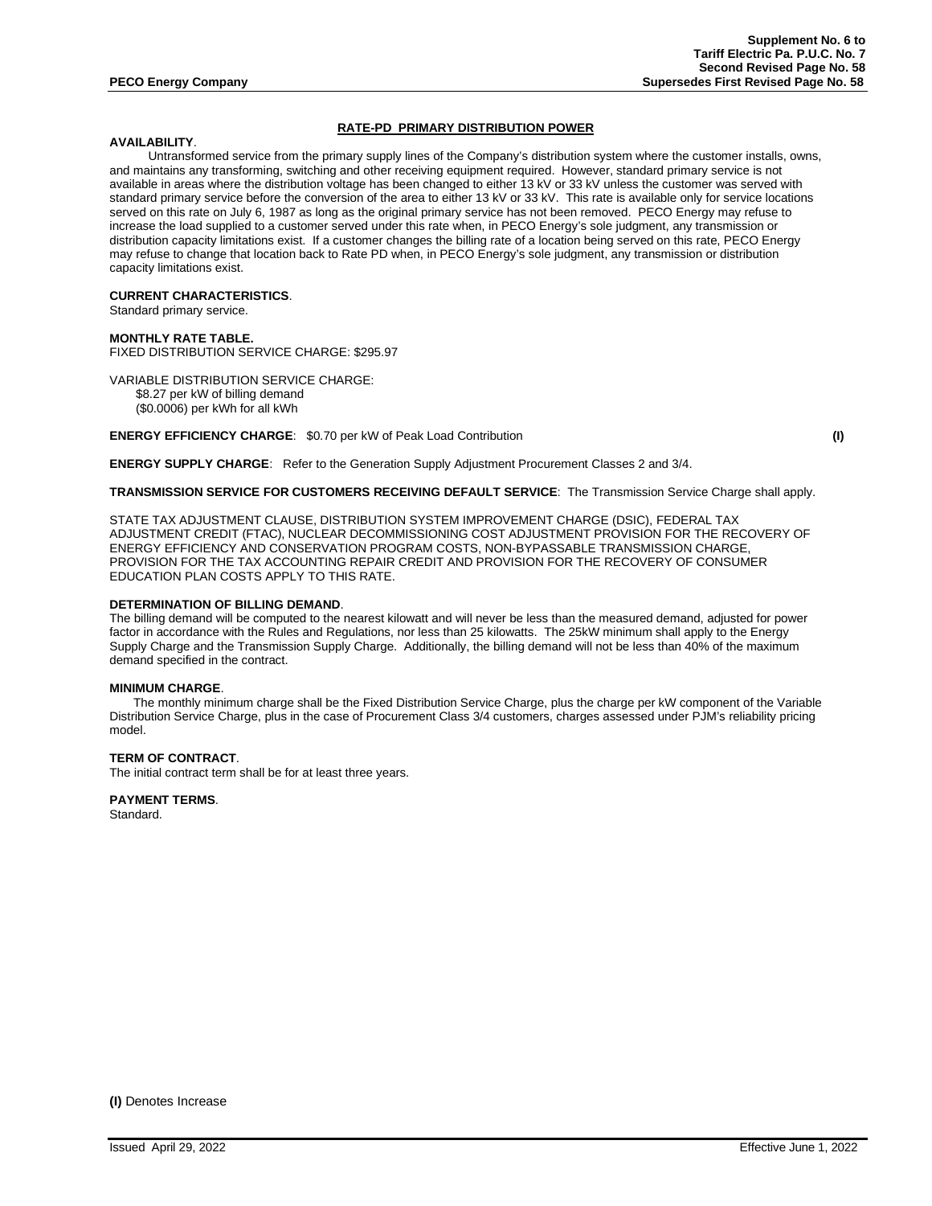**Supplement No. 6 to**
**Tariff Electric Pa. P.U.C. No. 7**
**Second Revised Page No. 58**
**PECO Energy Company** **Supersedes First Revised Page No. 58**

## RATE-PD PRIMARY DISTRIBUTION POWER

**AVAILABILITY**.

Untransformed service from the primary supply lines of the Company's distribution system where the customer installs, owns, and maintains any transforming, switching and other receiving equipment required. However, standard primary service is not available in areas where the distribution voltage has been changed to either 13 kV or 33 kV unless the customer was served with standard primary service before the conversion of the area to either 13 kV or 33 kV. This rate is available only for service locations served on this rate on July 6, 1987 as long as the original primary service has not been removed. PECO Energy may refuse to increase the load supplied to a customer served under this rate when, in PECO Energy's sole judgment, any transmission or distribution capacity limitations exist. If a customer changes the billing rate of a location being served on this rate, PECO Energy may refuse to change that location back to Rate PD when, in PECO Energy's sole judgment, any transmission or distribution capacity limitations exist.

**CURRENT CHARACTERISTICS**.
Standard primary service.

**MONTHLY RATE TABLE.**
FIXED DISTRIBUTION SERVICE CHARGE: $295.97

VARIABLE DISTRIBUTION SERVICE CHARGE:
$8.27 per kW of billing demand
($0.0006) per kWh for all kWh

**ENERGY EFFICIENCY CHARGE**: $0.70 per kW of Peak Load Contribution **(I)**

**ENERGY SUPPLY CHARGE**: Refer to the Generation Supply Adjustment Procurement Classes 2 and 3/4.

**TRANSMISSION SERVICE FOR CUSTOMERS RECEIVING DEFAULT SERVICE**: The Transmission Service Charge shall apply.

STATE TAX ADJUSTMENT CLAUSE, DISTRIBUTION SYSTEM IMPROVEMENT CHARGE (DSIC), FEDERAL TAX ADJUSTMENT CREDIT (FTAC), NUCLEAR DECOMMISSIONING COST ADJUSTMENT PROVISION FOR THE RECOVERY OF ENERGY EFFICIENCY AND CONSERVATION PROGRAM COSTS, NON-BYPASSABLE TRANSMISSION CHARGE, PROVISION FOR THE TAX ACCOUNTING REPAIR CREDIT AND PROVISION FOR THE RECOVERY OF CONSUMER EDUCATION PLAN COSTS APPLY TO THIS RATE.

**DETERMINATION OF BILLING DEMAND**.
The billing demand will be computed to the nearest kilowatt and will never be less than the measured demand, adjusted for power factor in accordance with the Rules and Regulations, nor less than 25 kilowatts. The 25kW minimum shall apply to the Energy Supply Charge and the Transmission Supply Charge. Additionally, the billing demand will not be less than 40% of the maximum demand specified in the contract.

**MINIMUM CHARGE**.
The monthly minimum charge shall be the Fixed Distribution Service Charge, plus the charge per kW component of the Variable Distribution Service Charge, plus in the case of Procurement Class 3/4 customers, charges assessed under PJM's reliability pricing model.

**TERM OF CONTRACT**.
The initial contract term shall be for at least three years.

**PAYMENT TERMS**.
Standard.

**(I)** Denotes Increase

Issued April 29, 2022 Effective June 1, 2022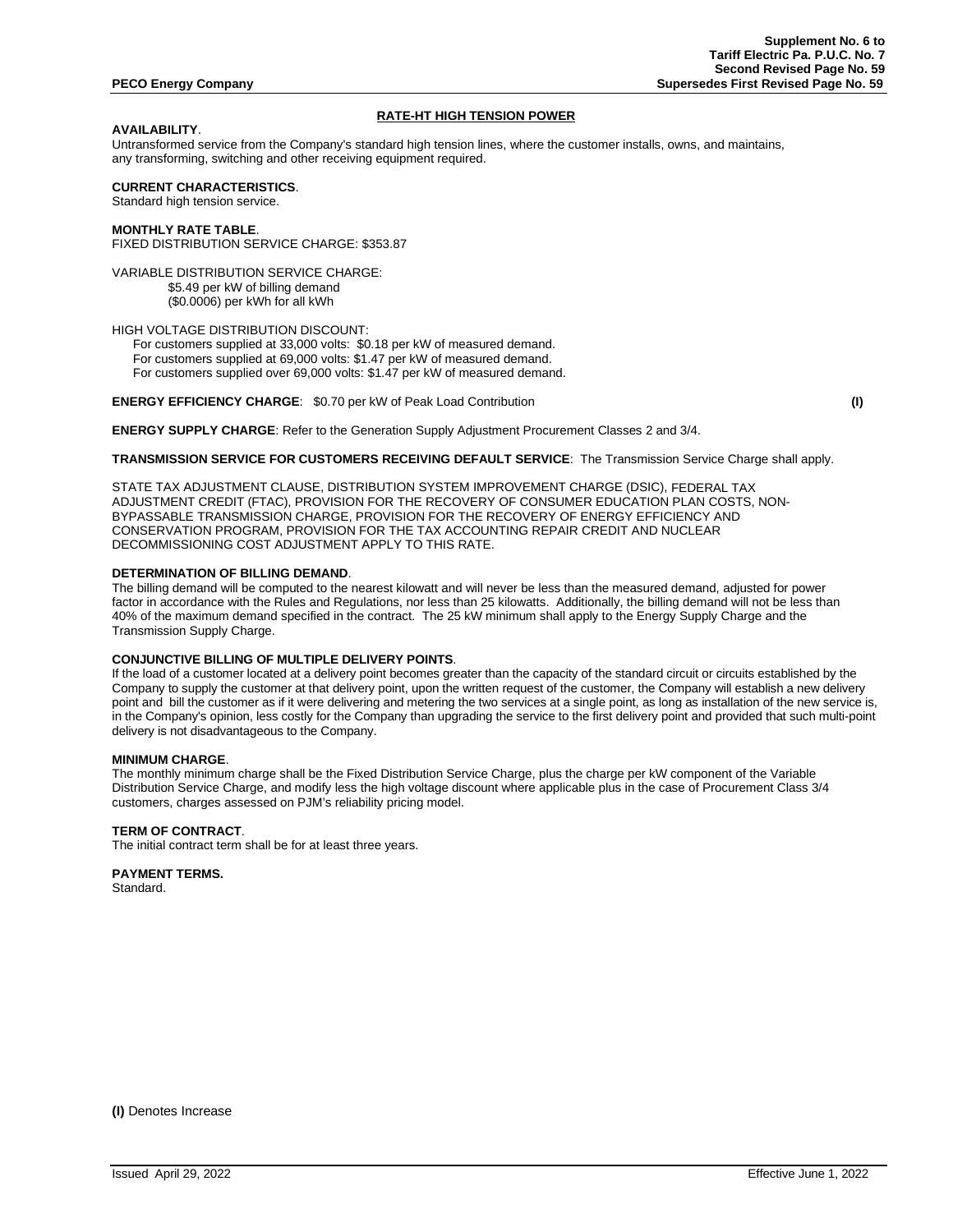## RATE-HT HIGH TENSION POWER

**AVAILABILITY**.

Untransformed service from the Company's standard high tension lines, where the customer installs, owns, and maintains, any transforming, switching and other receiving equipment required.

**CURRENT CHARACTERISTICS**.

Standard high tension service.

**MONTHLY RATE TABLE**.

FIXED DISTRIBUTION SERVICE CHARGE: $353.87

VARIABLE DISTRIBUTION SERVICE CHARGE:
- $5.49 per kW of billing demand
- ($0.0006) per kWh for all kWh

HIGH VOLTAGE DISTRIBUTION DISCOUNT:
- For customers supplied at 33,000 volts: $0.18 per kW of measured demand.
- For customers supplied at 69,000 volts: $1.47 per kW of measured demand.
- For customers supplied over 69,000 volts: $1.47 per kW of measured demand.

**ENERGY EFFICIENCY CHARGE**: $0.70 per kW of Peak Load Contribution **(I)**

**ENERGY SUPPLY CHARGE**: Refer to the Generation Supply Adjustment Procurement Classes 2 and 3/4.

**TRANSMISSION SERVICE FOR CUSTOMERS RECEIVING DEFAULT SERVICE**: The Transmission Service Charge shall apply.

STATE TAX ADJUSTMENT CLAUSE, DISTRIBUTION SYSTEM IMPROVEMENT CHARGE (DSIC), FEDERAL TAX ADJUSTMENT CREDIT (FTAC), PROVISION FOR THE RECOVERY OF CONSUMER EDUCATION PLAN COSTS, NON-BYPASSABLE TRANSMISSION CHARGE, PROVISION FOR THE RECOVERY OF ENERGY EFFICIENCY AND CONSERVATION PROGRAM, PROVISION FOR THE TAX ACCOUNTING REPAIR CREDIT AND NUCLEAR DECOMMISSIONING COST ADJUSTMENT APPLY TO THIS RATE.

**DETERMINATION OF BILLING DEMAND**.

The billing demand will be computed to the nearest kilowatt and will never be less than the measured demand, adjusted for power factor in accordance with the Rules and Regulations, nor less than 25 kilowatts. Additionally, the billing demand will not be less than 40% of the maximum demand specified in the contract. The 25 kW minimum shall apply to the Energy Supply Charge and the Transmission Supply Charge.

**CONJUNCTIVE BILLING OF MULTIPLE DELIVERY POINTS**.

If the load of a customer located at a delivery point becomes greater than the capacity of the standard circuit or circuits established by the Company to supply the customer at that delivery point, upon the written request of the customer, the Company will establish a new delivery point and bill the customer as if it were delivering and metering the two services at a single point, as long as installation of the new service is, in the Company's opinion, less costly for the Company than upgrading the service to the first delivery point and provided that such multi-point delivery is not disadvantageous to the Company.

**MINIMUM CHARGE**.

The monthly minimum charge shall be the Fixed Distribution Service Charge, plus the charge per kW component of the Variable Distribution Service Charge, and modify less the high voltage discount where applicable plus in the case of Procurement Class 3/4 customers, charges assessed on PJM's reliability pricing model.

**TERM OF CONTRACT**.

The initial contract term shall be for at least three years.

**PAYMENT TERMS.**

Standard.

**(I)** Denotes Increase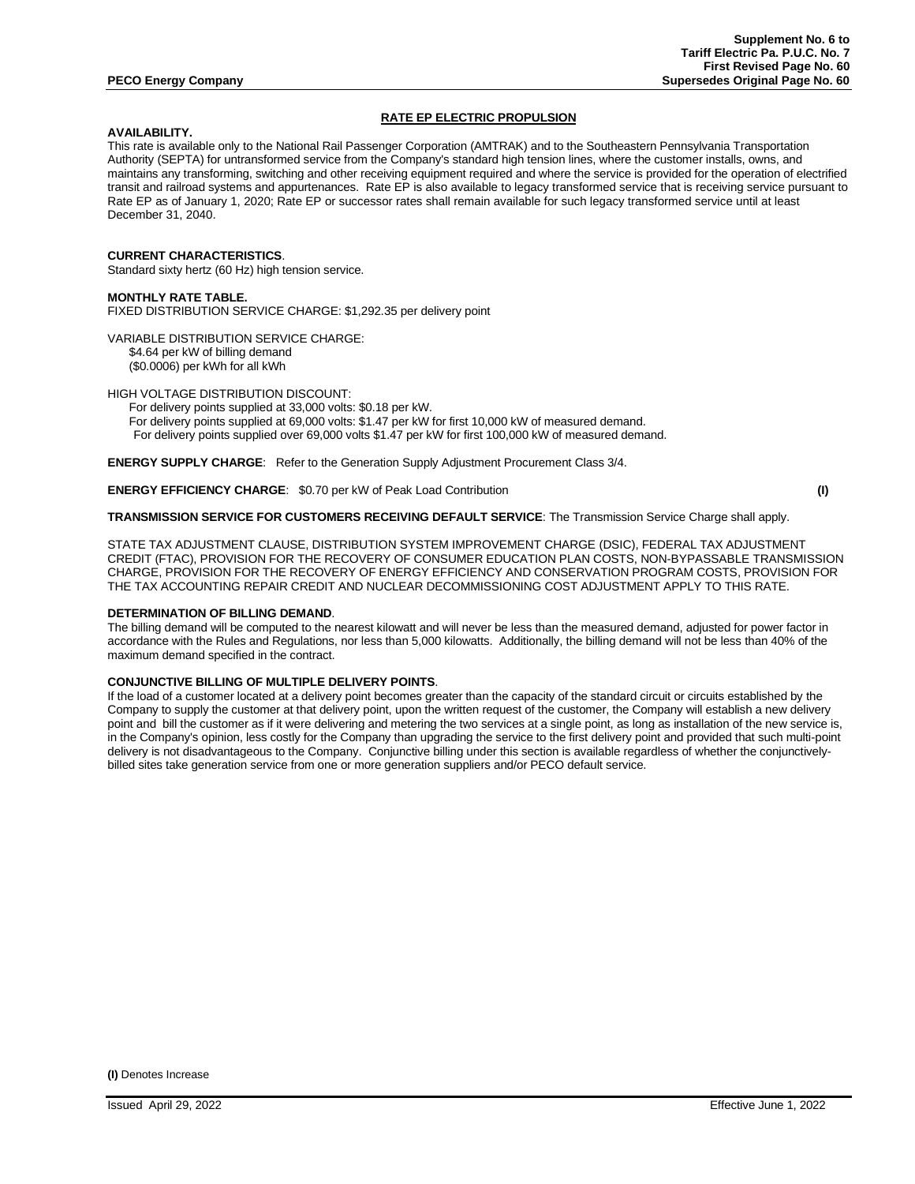## RATE EP ELECTRIC PROPULSION

**AVAILABILITY.**

This rate is available only to the National Rail Passenger Corporation (AMTRAK) and to the Southeastern Pennsylvania Transportation Authority (SEPTA) for untransformed service from the Company's standard high tension lines, where the customer installs, owns, and maintains any transforming, switching and other receiving equipment required and where the service is provided for the operation of electrified transit and railroad systems and appurtenances. Rate EP is also available to legacy transformed service that is receiving service pursuant to Rate EP as of January 1, 2020; Rate EP or successor rates shall remain available for such legacy transformed service until at least December 31, 2040.

**CURRENT CHARACTERISTICS**.

Standard sixty hertz (60 Hz) high tension service.

**MONTHLY RATE TABLE.**

FIXED DISTRIBUTION SERVICE CHARGE: $1,292.35 per delivery point

VARIABLE DISTRIBUTION SERVICE CHARGE:
- $4.64 per kW of billing demand
- ($0.0006) per kWh for all kWh

HIGH VOLTAGE DISTRIBUTION DISCOUNT:
- For delivery points supplied at 33,000 volts: $0.18 per kW.
- For delivery points supplied at 69,000 volts: $1.47 per kW for first 10,000 kW of measured demand.
- For delivery points supplied over 69,000 volts $1.47 per kW for first 100,000 kW of measured demand.

**ENERGY SUPPLY CHARGE**: Refer to the Generation Supply Adjustment Procurement Class 3/4.

**ENERGY EFFICIENCY CHARGE**: $0.70 per kW of Peak Load Contribution **(I)**

**TRANSMISSION SERVICE FOR CUSTOMERS RECEIVING DEFAULT SERVICE**: The Transmission Service Charge shall apply.

STATE TAX ADJUSTMENT CLAUSE, DISTRIBUTION SYSTEM IMPROVEMENT CHARGE (DSIC), FEDERAL TAX ADJUSTMENT CREDIT (FTAC), PROVISION FOR THE RECOVERY OF CONSUMER EDUCATION PLAN COSTS, NON-BYPASSABLE TRANSMISSION CHARGE, PROVISION FOR THE RECOVERY OF ENERGY EFFICIENCY AND CONSERVATION PROGRAM COSTS, PROVISION FOR THE TAX ACCOUNTING REPAIR CREDIT AND NUCLEAR DECOMMISSIONING COST ADJUSTMENT APPLY TO THIS RATE.

**DETERMINATION OF BILLING DEMAND**.

The billing demand will be computed to the nearest kilowatt and will never be less than the measured demand, adjusted for power factor in accordance with the Rules and Regulations, nor less than 5,000 kilowatts. Additionally, the billing demand will not be less than 40% of the maximum demand specified in the contract.

**CONJUNCTIVE BILLING OF MULTIPLE DELIVERY POINTS**.

If the load of a customer located at a delivery point becomes greater than the capacity of the standard circuit or circuits established by the Company to supply the customer at that delivery point, upon the written request of the customer, the Company will establish a new delivery point and bill the customer as if it were delivering and metering the two services at a single point, as long as installation of the new service is, in the Company's opinion, less costly for the Company than upgrading the service to the first delivery point and provided that such multi-point delivery is not disadvantageous to the Company. Conjunctive billing under this section is available regardless of whether the conjunctively-billed sites take generation service from one or more generation suppliers and/or PECO default service.

**(I)** Denotes Increase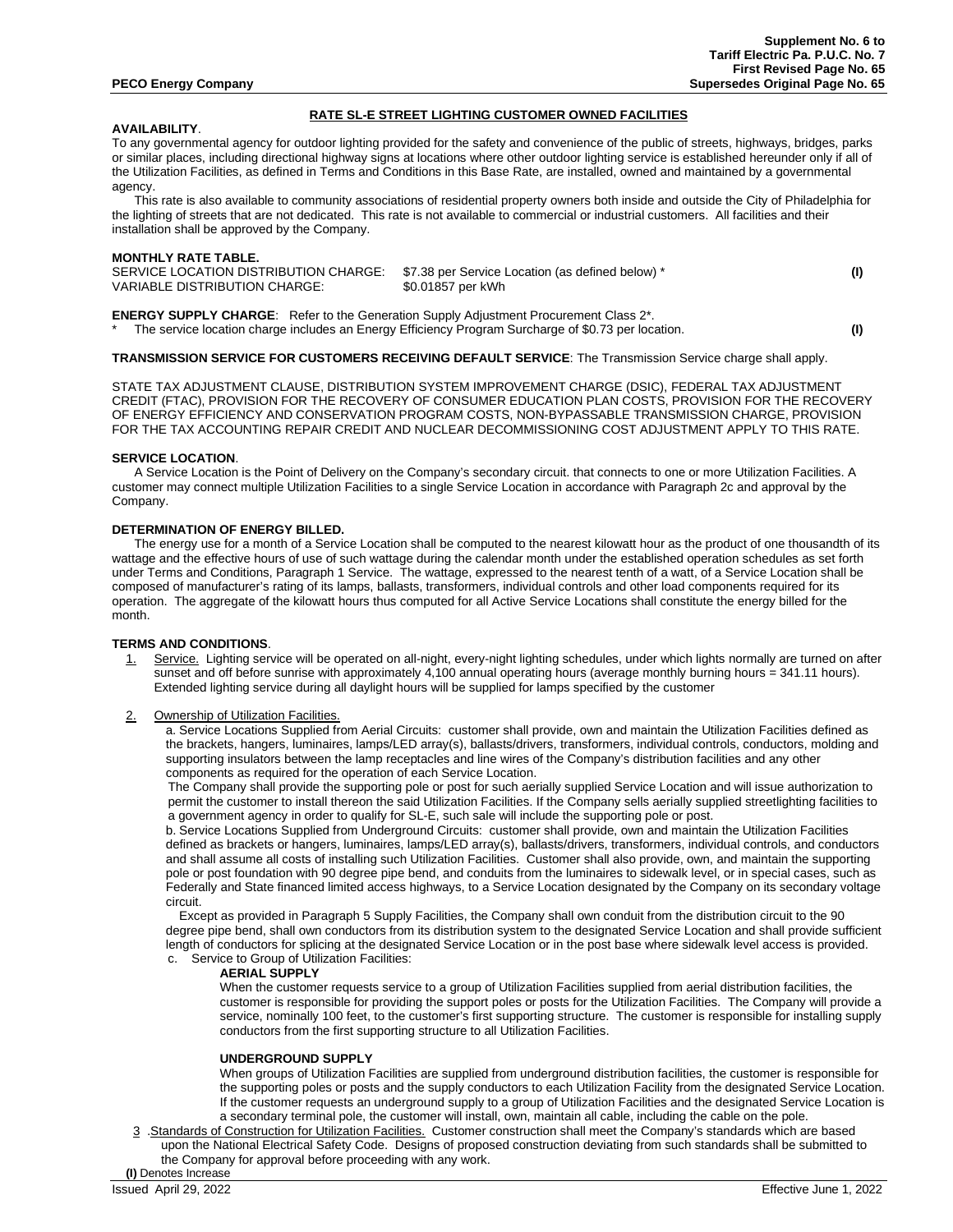## RATE SL-E STREET LIGHTING CUSTOMER OWNED FACILITIES

**AVAILABILITY**.

To any governmental agency for outdoor lighting provided for the safety and convenience of the public of streets, highways, bridges, parks or similar places, including directional highway signs at locations where other outdoor lighting service is established hereunder only if all of the Utilization Facilities, as defined in Terms and Conditions in this Base Rate, are installed, owned and maintained by a governmental agency.

This rate is also available to community associations of residential property owners both inside and outside the City of Philadelphia for the lighting of streets that are not dedicated. This rate is not available to commercial or industrial customers. All facilities and their installation shall be approved by the Company.

**MONTHLY RATE TABLE.**

| | | |
|---|---|---|
| SERVICE LOCATION DISTRIBUTION CHARGE: | $7.38 per Service Location (as defined below) * | **(I)** |
| VARIABLE DISTRIBUTION CHARGE: | $0.01857 per kWh | |

**ENERGY SUPPLY CHARGE**: Refer to the Generation Supply Adjustment Procurement Class 2*.

\* The service location charge includes an Energy Efficiency Program Surcharge of $0.73 per location. **(I)**

**TRANSMISSION SERVICE FOR CUSTOMERS RECEIVING DEFAULT SERVICE**: The Transmission Service charge shall apply.

STATE TAX ADJUSTMENT CLAUSE, DISTRIBUTION SYSTEM IMPROVEMENT CHARGE (DSIC), FEDERAL TAX ADJUSTMENT CREDIT (FTAC), PROVISION FOR THE RECOVERY OF CONSUMER EDUCATION PLAN COSTS, PROVISION FOR THE RECOVERY OF ENERGY EFFICIENCY AND CONSERVATION PROGRAM COSTS, NON-BYPASSABLE TRANSMISSION CHARGE, PROVISION FOR THE TAX ACCOUNTING REPAIR CREDIT AND NUCLEAR DECOMMISSIONING COST ADJUSTMENT APPLY TO THIS RATE.

**SERVICE LOCATION**.

A Service Location is the Point of Delivery on the Company's secondary circuit. that connects to one or more Utilization Facilities. A customer may connect multiple Utilization Facilities to a single Service Location in accordance with Paragraph 2c and approval by the Company.

**DETERMINATION OF ENERGY BILLED.**

The energy use for a month of a Service Location shall be computed to the nearest kilowatt hour as the product of one thousandth of its wattage and the effective hours of use of such wattage during the calendar month under the established operation schedules as set forth under Terms and Conditions, Paragraph 1 Service. The wattage, expressed to the nearest tenth of a watt, of a Service Location shall be composed of manufacturer's rating of its lamps, ballasts, transformers, individual controls and other load components required for its operation. The aggregate of the kilowatt hours thus computed for all Active Service Locations shall constitute the energy billed for the month.

**TERMS AND CONDITIONS**.

1. Service. Lighting service will be operated on all-night, every-night lighting schedules, under which lights normally are turned on after sunset and off before sunrise with approximately 4,100 annual operating hours (average monthly burning hours = 341.11 hours). Extended lighting service during all daylight hours will be supplied for lamps specified by the customer

2. Ownership of Utilization Facilities.

   a. Service Locations Supplied from Aerial Circuits: customer shall provide, own and maintain the Utilization Facilities defined as the brackets, hangers, luminaires, lamps/LED array(s), ballasts/drivers, transformers, individual controls, conductors, molding and supporting insulators between the lamp receptacles and line wires of the Company's distribution facilities and any other components as required for the operation of each Service Location.

   The Company shall provide the supporting pole or post for such aerially supplied Service Location and will issue authorization to permit the customer to install thereon the said Utilization Facilities. If the Company sells aerially supplied streetlighting facilities to a government agency in order to qualify for SL-E, such sale will include the supporting pole or post.

   b. Service Locations Supplied from Underground Circuits: customer shall provide, own and maintain the Utilization Facilities defined as brackets or hangers, luminaires, lamps/LED array(s), ballasts/drivers, transformers, individual controls, and conductors and shall assume all costs of installing such Utilization Facilities. Customer shall also provide, own, and maintain the supporting pole or post foundation with 90 degree pipe bend, and conduits from the luminaires to sidewalk level, or in special cases, such as Federally and State financed limited access highways, to a Service Location designated by the Company on its secondary voltage circuit.

   Except as provided in Paragraph 5 Supply Facilities, the Company shall own conduit from the distribution circuit to the 90 degree pipe bend, shall own conductors from its distribution system to the designated Service Location and shall provide sufficient length of conductors for splicing at the designated Service Location or in the post base where sidewalk level access is provided.

   c. Service to Group of Utilization Facilities:

   **AERIAL SUPPLY**

   When the customer requests service to a group of Utilization Facilities supplied from aerial distribution facilities, the customer is responsible for providing the support poles or posts for the Utilization Facilities. The Company will provide a service, nominally 100 feet, to the customer's first supporting structure. The customer is responsible for installing supply conductors from the first supporting structure to all Utilization Facilities.

   **UNDERGROUND SUPPLY**

   When groups of Utilization Facilities are supplied from underground distribution facilities, the customer is responsible for the supporting poles or posts and the supply conductors to each Utilization Facility from the designated Service Location. If the customer requests an underground supply to a group of Utilization Facilities and the designated Service Location is a secondary terminal pole, the customer will install, own, maintain all cable, including the cable on the pole.

3. .Standards of Construction for Utilization Facilities. Customer construction shall meet the Company's standards which are based upon the National Electrical Safety Code. Designs of proposed construction deviating from such standards shall be submitted to the Company for approval before proceeding with any work.

**(I)** Denotes Increase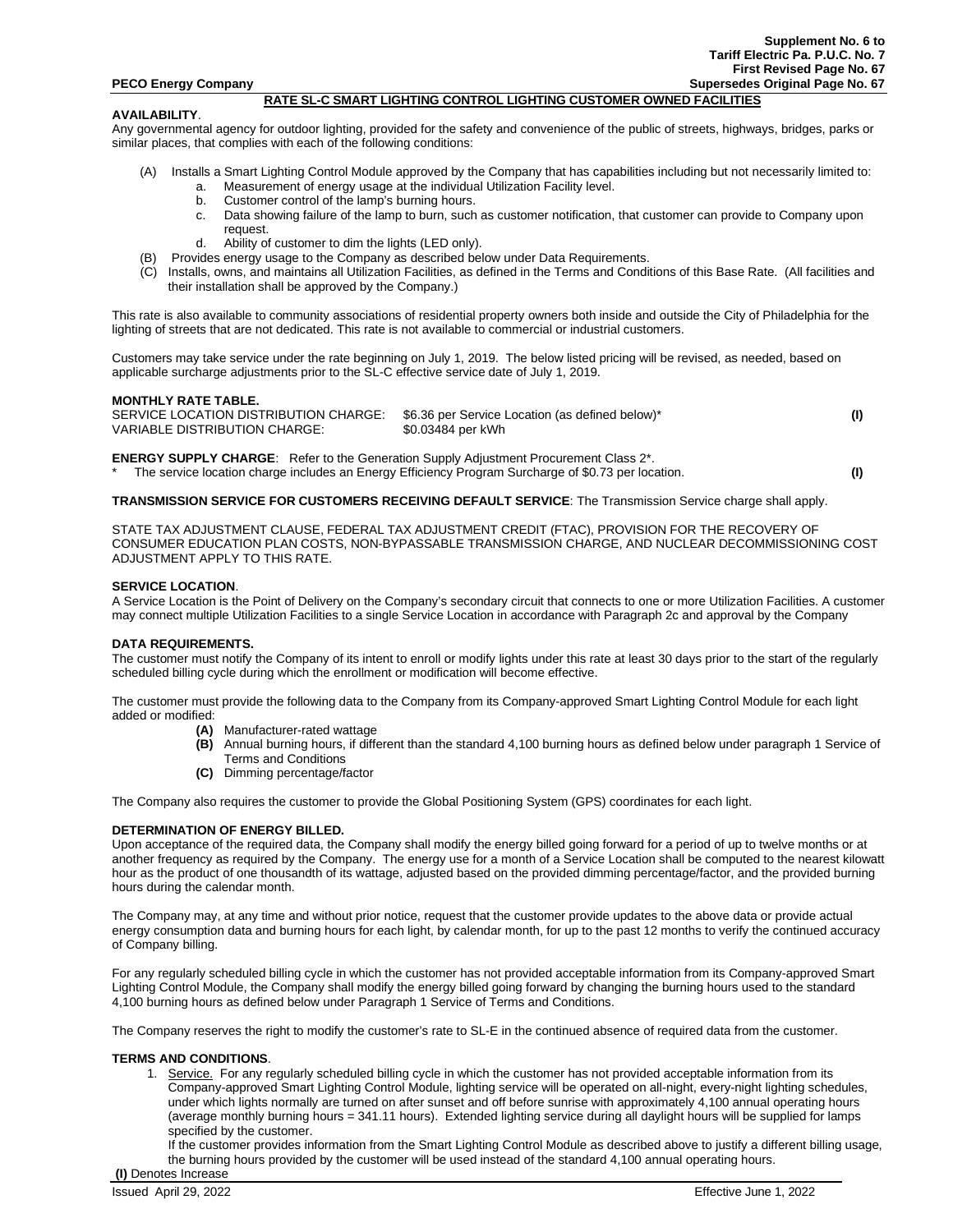## RATE SL-C SMART LIGHTING CONTROL LIGHTING CUSTOMER OWNED FACILITIES

**AVAILABILITY**.

Any governmental agency for outdoor lighting, provided for the safety and convenience of the public of streets, highways, bridges, parks or similar places, that complies with each of the following conditions:

(A) Installs a Smart Lighting Control Module approved by the Company that has capabilities including but not necessarily limited to:
  a. Measurement of energy usage at the individual Utilization Facility level.
  b. Customer control of the lamp's burning hours.
  c. Data showing failure of the lamp to burn, such as customer notification, that customer can provide to Company upon request.
  d. Ability of customer to dim the lights (LED only).

(B) Provides energy usage to the Company as described below under Data Requirements.

(C) Installs, owns, and maintains all Utilization Facilities, as defined in the Terms and Conditions of this Base Rate. (All facilities and their installation shall be approved by the Company.)

This rate is also available to community associations of residential property owners both inside and outside the City of Philadelphia for the lighting of streets that are not dedicated. This rate is not available to commercial or industrial customers.

Customers may take service under the rate beginning on July 1, 2019. The below listed pricing will be revised, as needed, based on applicable surcharge adjustments prior to the SL-C effective service date of July 1, 2019.

**MONTHLY RATE TABLE.**

| | | |
|---|---|---|
| SERVICE LOCATION DISTRIBUTION CHARGE: | $6.36 per Service Location (as defined below)* | **(I)** |
| VARIABLE DISTRIBUTION CHARGE: | $0.03484 per kWh | |

**ENERGY SUPPLY CHARGE**: Refer to the Generation Supply Adjustment Procurement Class 2*.

\* The service location charge includes an Energy Efficiency Program Surcharge of $0.73 per location. **(I)**

**TRANSMISSION SERVICE FOR CUSTOMERS RECEIVING DEFAULT SERVICE**: The Transmission Service charge shall apply.

STATE TAX ADJUSTMENT CLAUSE, FEDERAL TAX ADJUSTMENT CREDIT (FTAC), PROVISION FOR THE RECOVERY OF CONSUMER EDUCATION PLAN COSTS, NON-BYPASSABLE TRANSMISSION CHARGE, AND NUCLEAR DECOMMISSIONING COST ADJUSTMENT APPLY TO THIS RATE.

**SERVICE LOCATION**.

A Service Location is the Point of Delivery on the Company's secondary circuit that connects to one or more Utilization Facilities. A customer may connect multiple Utilization Facilities to a single Service Location in accordance with Paragraph 2c and approval by the Company

**DATA REQUIREMENTS.**

The customer must notify the Company of its intent to enroll or modify lights under this rate at least 30 days prior to the start of the regularly scheduled billing cycle during which the enrollment or modification will become effective.

The customer must provide the following data to the Company from its Company-approved Smart Lighting Control Module for each light added or modified:

**(A)** Manufacturer-rated wattage
**(B)** Annual burning hours, if different than the standard 4,100 burning hours as defined below under paragraph 1 Service of Terms and Conditions
**(C)** Dimming percentage/factor

The Company also requires the customer to provide the Global Positioning System (GPS) coordinates for each light.

**DETERMINATION OF ENERGY BILLED.**

Upon acceptance of the required data, the Company shall modify the energy billed going forward for a period of up to twelve months or at another frequency as required by the Company. The energy use for a month of a Service Location shall be computed to the nearest kilowatt hour as the product of one thousandth of its wattage, adjusted based on the provided dimming percentage/factor, and the provided burning hours during the calendar month.

The Company may, at any time and without prior notice, request that the customer provide updates to the above data or provide actual energy consumption data and burning hours for each light, by calendar month, for up to the past 12 months to verify the continued accuracy of Company billing.

For any regularly scheduled billing cycle in which the customer has not provided acceptable information from its Company-approved Smart Lighting Control Module, the Company shall modify the energy billed going forward by changing the burning hours used to the standard 4,100 burning hours as defined below under Paragraph 1 Service of Terms and Conditions.

The Company reserves the right to modify the customer's rate to SL-E in the continued absence of required data from the customer.

**TERMS AND CONDITIONS**.

1. Service. For any regularly scheduled billing cycle in which the customer has not provided acceptable information from its Company-approved Smart Lighting Control Module, lighting service will be operated on all-night, every-night lighting schedules, under which lights normally are turned on after sunset and off before sunrise with approximately 4,100 annual operating hours (average monthly burning hours = 341.11 hours). Extended lighting service during all daylight hours will be supplied for lamps specified by the customer.
   If the customer provides information from the Smart Lighting Control Module as described above to justify a different billing usage, the burning hours provided by the customer will be used instead of the standard 4,100 annual operating hours.

**(I)** Denotes Increase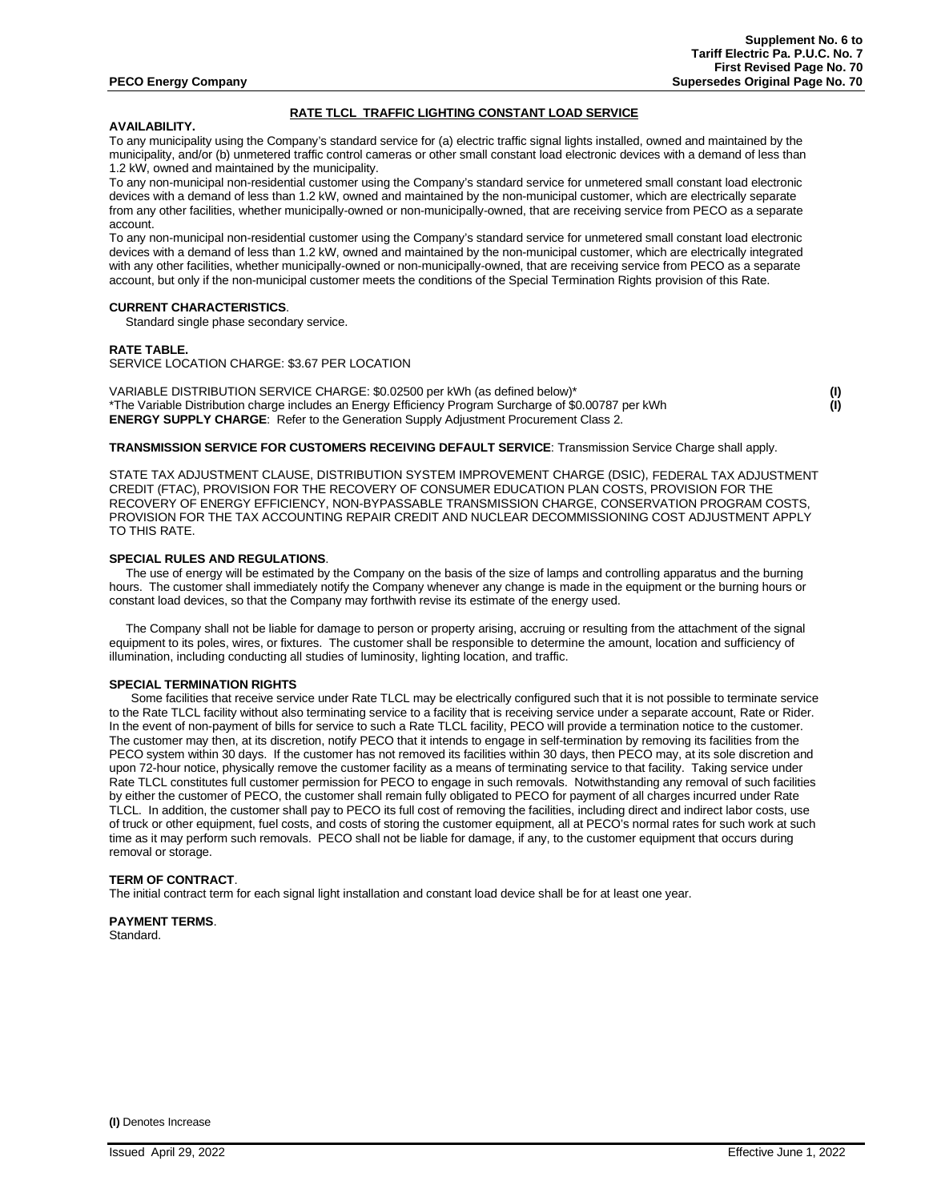## RATE TLCL TRAFFIC LIGHTING CONSTANT LOAD SERVICE

**AVAILABILITY.**

To any municipality using the Company's standard service for (a) electric traffic signal lights installed, owned and maintained by the municipality, and/or (b) unmetered traffic control cameras or other small constant load electronic devices with a demand of less than 1.2 kW, owned and maintained by the municipality.

To any non-municipal non-residential customer using the Company's standard service for unmetered small constant load electronic devices with a demand of less than 1.2 kW, owned and maintained by the non-municipal customer, which are electrically separate from any other facilities, whether municipally-owned or non-municipally-owned, that are receiving service from PECO as a separate account.

To any non-municipal non-residential customer using the Company's standard service for unmetered small constant load electronic devices with a demand of less than 1.2 kW, owned and maintained by the non-municipal customer, which are electrically integrated with any other facilities, whether municipally-owned or non-municipally-owned, that are receiving service from PECO as a separate account, but only if the non-municipal customer meets the conditions of the Special Termination Rights provision of this Rate.

**CURRENT CHARACTERISTICS**.

Standard single phase secondary service.

**RATE TABLE.**

SERVICE LOCATION CHARGE: $3.67 PER LOCATION

VARIABLE DISTRIBUTION SERVICE CHARGE: $0.02500 per kWh (as defined below)* **(I)**
*The Variable Distribution charge includes an Energy Efficiency Program Surcharge of $0.00787 per kWh **(I)**
**ENERGY SUPPLY CHARGE**: Refer to the Generation Supply Adjustment Procurement Class 2.

**TRANSMISSION SERVICE FOR CUSTOMERS RECEIVING DEFAULT SERVICE**: Transmission Service Charge shall apply.

STATE TAX ADJUSTMENT CLAUSE, DISTRIBUTION SYSTEM IMPROVEMENT CHARGE (DSIC), FEDERAL TAX ADJUSTMENT CREDIT (FTAC), PROVISION FOR THE RECOVERY OF CONSUMER EDUCATION PLAN COSTS, PROVISION FOR THE RECOVERY OF ENERGY EFFICIENCY, NON-BYPASSABLE TRANSMISSION CHARGE, CONSERVATION PROGRAM COSTS, PROVISION FOR THE TAX ACCOUNTING REPAIR CREDIT AND NUCLEAR DECOMMISSIONING COST ADJUSTMENT APPLY TO THIS RATE.

**SPECIAL RULES AND REGULATIONS**.

The use of energy will be estimated by the Company on the basis of the size of lamps and controlling apparatus and the burning hours. The customer shall immediately notify the Company whenever any change is made in the equipment or the burning hours or constant load devices, so that the Company may forthwith revise its estimate of the energy used.

The Company shall not be liable for damage to person or property arising, accruing or resulting from the attachment of the signal equipment to its poles, wires, or fixtures. The customer shall be responsible to determine the amount, location and sufficiency of illumination, including conducting all studies of luminosity, lighting location, and traffic.

**SPECIAL TERMINATION RIGHTS**

Some facilities that receive service under Rate TLCL may be electrically configured such that it is not possible to terminate service to the Rate TLCL facility without also terminating service to a facility that is receiving service under a separate account, Rate or Rider. In the event of non-payment of bills for service to such a Rate TLCL facility, PECO will provide a termination notice to the customer. The customer may then, at its discretion, notify PECO that it intends to engage in self-termination by removing its facilities from the PECO system within 30 days. If the customer has not removed its facilities within 30 days, then PECO may, at its sole discretion and upon 72-hour notice, physically remove the customer facility as a means of terminating service to that facility. Taking service under Rate TLCL constitutes full customer permission for PECO to engage in such removals. Notwithstanding any removal of such facilities by either the customer of PECO, the customer shall remain fully obligated to PECO for payment of all charges incurred under Rate TLCL. In addition, the customer shall pay to PECO its full cost of removing the facilities, including direct and indirect labor costs, use of truck or other equipment, fuel costs, and costs of storing the customer equipment, all at PECO's normal rates for such work at such time as it may perform such removals. PECO shall not be liable for damage, if any, to the customer equipment that occurs during removal or storage.

**TERM OF CONTRACT**.

The initial contract term for each signal light installation and constant load device shall be for at least one year.

**PAYMENT TERMS**.

Standard.

**(I)** Denotes Increase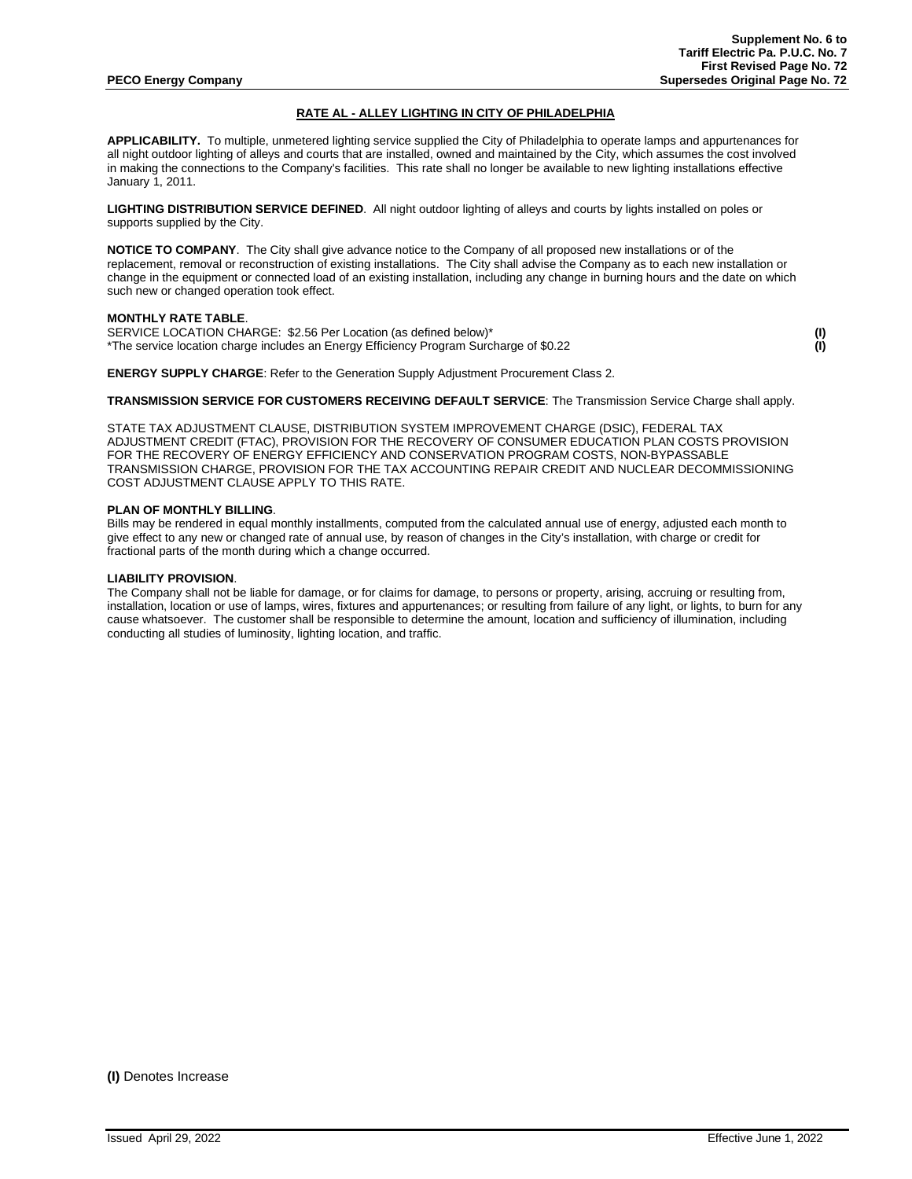## RATE AL - ALLEY LIGHTING IN CITY OF PHILADELPHIA

**APPLICABILITY.** To multiple, unmetered lighting service supplied the City of Philadelphia to operate lamps and appurtenances for all night outdoor lighting of alleys and courts that are installed, owned and maintained by the City, which assumes the cost involved in making the connections to the Company's facilities. This rate shall no longer be available to new lighting installations effective January 1, 2011.

**LIGHTING DISTRIBUTION SERVICE DEFINED**. All night outdoor lighting of alleys and courts by lights installed on poles or supports supplied by the City.

**NOTICE TO COMPANY**. The City shall give advance notice to the Company of all proposed new installations or of the replacement, removal or reconstruction of existing installations. The City shall advise the Company as to each new installation or change in the equipment or connected load of an existing installation, including any change in burning hours and the date on which such new or changed operation took effect.

**MONTHLY RATE TABLE**.
SERVICE LOCATION CHARGE: $2.56 Per Location (as defined below)* **(I)**
*The service location charge includes an Energy Efficiency Program Surcharge of $0.22 **(I)**

**ENERGY SUPPLY CHARGE**: Refer to the Generation Supply Adjustment Procurement Class 2.

**TRANSMISSION SERVICE FOR CUSTOMERS RECEIVING DEFAULT SERVICE**: The Transmission Service Charge shall apply.

STATE TAX ADJUSTMENT CLAUSE, DISTRIBUTION SYSTEM IMPROVEMENT CHARGE (DSIC), FEDERAL TAX ADJUSTMENT CREDIT (FTAC), PROVISION FOR THE RECOVERY OF CONSUMER EDUCATION PLAN COSTS PROVISION FOR THE RECOVERY OF ENERGY EFFICIENCY AND CONSERVATION PROGRAM COSTS, NON-BYPASSABLE TRANSMISSION CHARGE, PROVISION FOR THE TAX ACCOUNTING REPAIR CREDIT AND NUCLEAR DECOMMISSIONING COST ADJUSTMENT CLAUSE APPLY TO THIS RATE.

**PLAN OF MONTHLY BILLING**.
Bills may be rendered in equal monthly installments, computed from the calculated annual use of energy, adjusted each month to give effect to any new or changed rate of annual use, by reason of changes in the City's installation, with charge or credit for fractional parts of the month during which a change occurred.

**LIABILITY PROVISION**.
The Company shall not be liable for damage, or for claims for damage, to persons or property, arising, accruing or resulting from, installation, location or use of lamps, wires, fixtures and appurtenances; or resulting from failure of any light, or lights, to burn for any cause whatsoever. The customer shall be responsible to determine the amount, location and sufficiency of illumination, including conducting all studies of luminosity, lighting location, and traffic.

**(I)** Denotes Increase